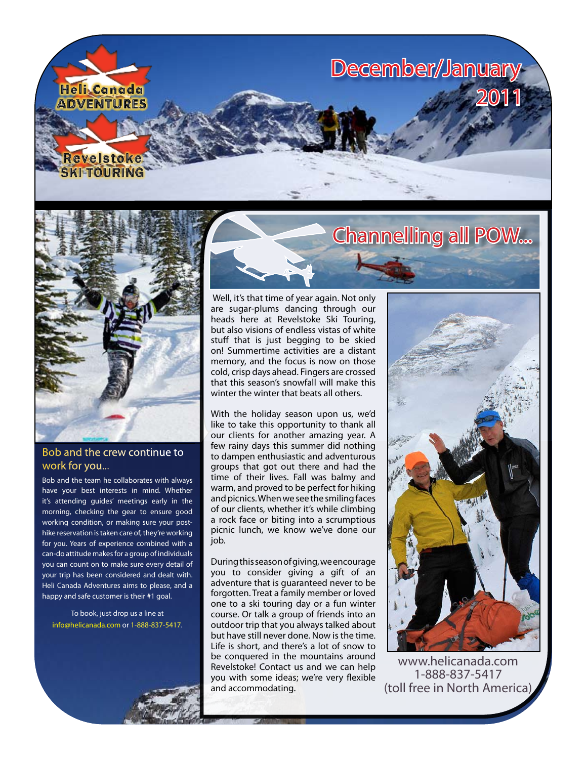Heli Canada ADVENTURES

Revelstoke SKI TOURING

# December/January 2011

## Channelling all POW...

Well, it's that time of year again. Not only are sugar-plums dancing through our heads here at Revelstoke Ski Touring, but also visions of endless vistas of white stuff that is just begging to be skied on! Summertime activities are a distant memory, and the focus is now on those cold, crisp days ahead. Fingers are crossed that this season's snowfall will make this winter the winter that beats all others.

With the holiday season upon us, we'd like to take this opportunity to thank all our clients for another amazing year. A few rainy days this summer did nothing to dampen enthusiastic and adventurous groups that got out there and had the time of their lives. Fall was balmy and warm, and proved to be perfect for hiking and picnics. When we see the smiling faces of our clients, whether it's while climbing a rock face or biting into a scrumptious picnic lunch, we know we've done our job.

During this season of giving, we encourage you to consider giving a gift of an adventure that is guaranteed never to be forgotten. Treat a family member or loved one to a ski touring day or a fun winter course. Or talk a group of friends into an outdoor trip that you always talked about but have still never done. Now is the time. Life is short, and there's a lot of snow to be conquered in the mountains around Revelstoke! Contact us and we can help you with some ideas; we're very flexible and accommodating.

www.helicanada.com
1-888-837-5417
(toll free in North America)

### Bob and the crew continue to work for you...

Bob and the team he collaborates with always have your best interests in mind. Whether it's attending guides' meetings early in the morning, checking the gear to ensure good working condition, or making sure your post-hike reservation is taken care of, they're working for you. Years of experience combined with a can-do attitude makes for a group of individuals you can count on to make sure every detail of your trip has been considered and dealt with. Heli Canada Adventures aims to please, and a happy and safe customer is their #1 goal.

To book, just drop us a line at info@helicanada.com or 1-888-837-5417.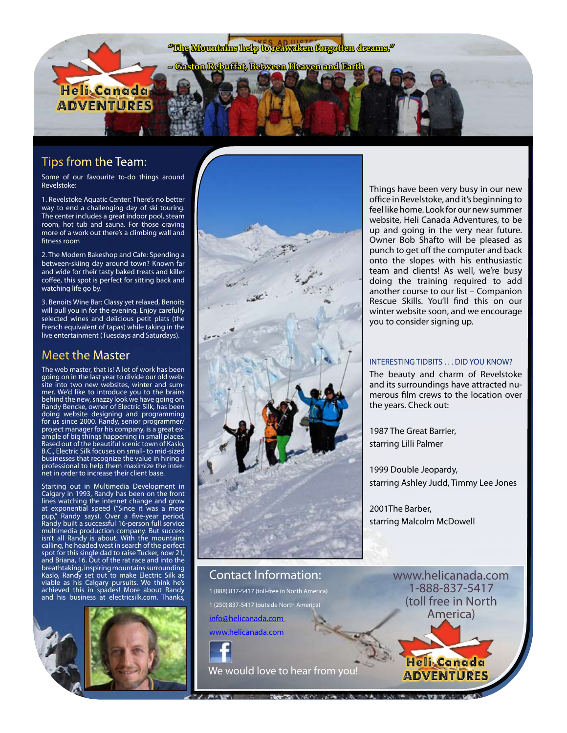*"The Mountains help to reawaken forgotten dreams."*

*– Gaston Rebuffat, Between Heaven and Earth*

Heli Canada ADVENTURES

## Tips from the Team:

Some of our favourite to-do things around Revelstoke:

1. Revelstoke Aquatic Center: There's no better way to end a challenging day of ski touring. The center includes a great indoor pool, steam room, hot tub and sauna. For those craving more of a work out there's a climbing wall and fitness room

2. The Modern Bakeshop and Cafe: Spending a between-skiing day around town? Known far and wide for their tasty baked treats and killer coffee, this spot is perfect for sitting back and watching life go by.

3. Benoits Wine Bar: Classy yet relaxed, Benoits will pull you in for the evening. Enjoy carefully selected wines and delicious petit plats (the French equivalent of tapas) while taking in the live entertainment (Tuesdays and Saturdays).

## Meet the Master

The web master, that is! A lot of work has been going on in the last year to divide our old website into two new websites, winter and summer. We'd like to introduce you to the brains behind the new, snazzy look we have going on. Randy Bencke, owner of Electric Silk, has been doing website designing and programming for us since 2000. Randy, senior programmer/project manager for his company, is a great example of big things happening in small places. Based out of the beautiful scenic town of Kaslo, B.C., Electric Silk focuses on small- to mid-sized businesses that recognize the value in hiring a professional to help them maximize the internet in order to increase their client base.

Starting out in Multimedia Development in Calgary in 1993, Randy has been on the front lines watching the internet change and grow at exponential speed ("Since it was a mere pup," Randy says). Over a five-year period, Randy built a successful 16-person full service multimedia production company. But success isn't all Randy is about. With the mountains calling, he headed west in search of the perfect spot for this single dad to raise Tucker, now 21, and Briana, 16. Out of the rat race and into the breathtaking, inspiring mountains surrounding Kaslo, Randy set out to make Electric Silk as viable as his Calgary pursuits. We think he's achieved this in spades! More about Randy and his business at electricsilk.com. Thanks,

Things have been very busy in our new office in Revelstoke, and it's beginning to feel like home. Look for our new summer website, Heli Canada Adventures, to be up and going in the very near future. Owner Bob Shafto will be pleased as punch to get off the computer and back onto the slopes with his enthusiastic team and clients! As well, we're busy doing the training required to add another course to our list – Companion Rescue Skills. You'll find this on our winter website soon, and we encourage you to consider signing up.

### INTERESTING TIDBITS . . . DID YOU KNOW?

The beauty and charm of Revelstoke and its surroundings have attracted numerous film crews to the location over the years. Check out:

1987 The Great Barrier,
starring Lilli Palmer

1999 Double Jeopardy,
starring Ashley Judd, Timmy Lee Jones

2001The Barber,
starring Malcolm McDowell

## Contact Information:

1 (888) 837-5417 (toll-free in North America)

1 (250) 837-5417 (outside North America)

info@helicanada.com

www.helicanada.com

We would love to hear from you!

www.helicanada.com
1-888-837-5417
(toll free in North America)

Heli Canada ADVENTURES